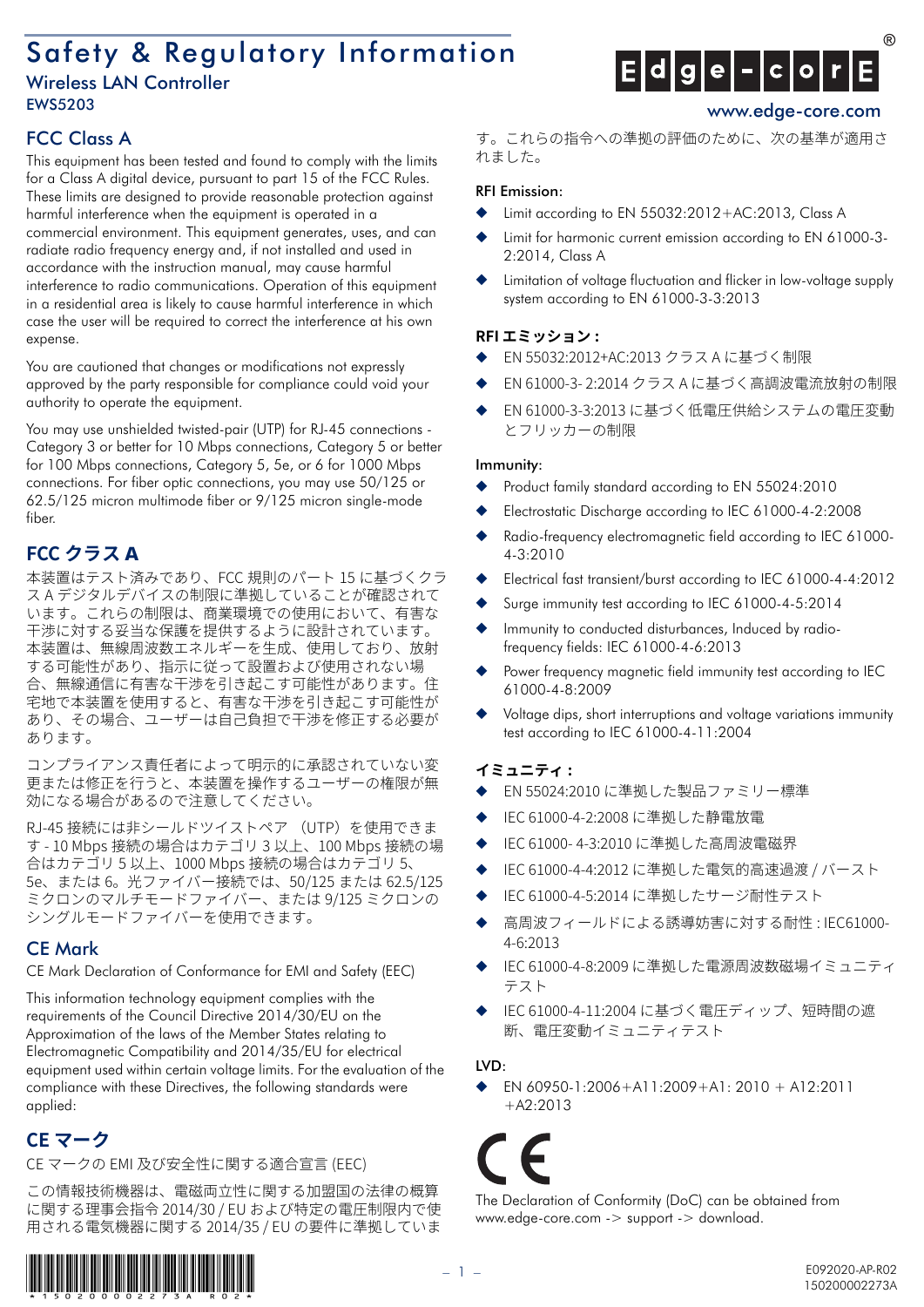# Safety & Regulatory Information

## Wireless LAN Controller

EWS5203

www.edge-core.com

## FCC Class A

This equipment has been tested and found to comply with the limits for a Class A digital device, pursuant to part 15 of the FCC Rules. These limits are designed to provide reasonable protection against harmful interference when the equipment is operated in a commercial environment. This equipment generates, uses, and can radiate radio frequency energy and, if not installed and used in accordance with the instruction manual, may cause harmful interference to radio communications. Operation of this equipment in a residential area is likely to cause harmful interference in which case the user will be required to correct the interference at his own expense.

You are cautioned that changes or modifications not expressly approved by the party responsible for compliance could void your authority to operate the equipment.

You may use unshielded twisted-pair (UTP) for RJ-45 connections - Category 3 or better for 10 Mbps connections, Category 5 or better for 100 Mbps connections, Category 5, 5e, or 6 for 1000 Mbps connections. For fiber optic connections, you may use 50/125 or 62.5/125 micron multimode fiber or 9/125 micron single-mode fiber.

## FCC クラス A

本装置はテスト済みであり、FCC 規則のパート 15 に基づくクラス A デジタルデバイスの制限に準拠していることが確認されています。これらの制限は、商業環境での使用において、有害な干渉に対する妥当な保護を提供するように設計されています。本装置は、無線周波数エネルギーを生成、使用しており、放射する可能性があり、指示に従って設置および使用されない場合、無線通信に有害な干渉を引き起こす可能性があります。住宅地で本装置を使用すると、有害な干渉を引き起こす可能性があり、その場合、ユーザーは自己負担で干渉を修正する必要があります。

コンプライアンス責任者によって明示的に承認されていない変更または修正を行うと、本装置を操作するユーザーの権限が無効になる場合があるので注意してください。

RJ-45 接続には非シールドツイストペア （UTP）を使用できます - 10 Mbps 接続の場合はカテゴリ 3 以上、100 Mbps 接続の場合はカテゴリ 5 以上、1000 Mbps 接続の場合はカテゴリ 5、5e、または 6。光ファイバー接続では、50/125 または 62.5/125 ミクロンのマルチモードファイバー、または 9/125 ミクロンのシングルモードファイバーを使用できます。

## CE Mark

CE Mark Declaration of Conformance for EMI and Safety (EEC)

This information technology equipment complies with the requirements of the Council Directive 2014/30/EU on the Approximation of the laws of the Member States relating to Electromagnetic Compatibility and 2014/35/EU for electrical equipment used within certain voltage limits. For the evaluation of the compliance with these Directives, the following standards were applied:

## CE マーク

CE マークの EMI 及び安全性に関する適合宣言 (EEC)

この情報技術機器は、電磁両立性に関する加盟国の法律の概算に関する理事会指令 2014/30 / EU および特定の電圧制限内で使用される電気機器に関する 2014/35 / EU の要件に準拠しています。これらの指令への準拠の評価のために、次の基準が適用されました。

**RFI Emission:**

- Limit according to EN 55032:2012+AC:2013, Class A
- Limit for harmonic current emission according to EN 61000-3-2:2014, Class A
- Limitation of voltage fluctuation and flicker in low-voltage supply system according to EN 61000-3-3:2013

**RFI エミッション :**

- EN 55032:2012+AC:2013 クラス A に基づく制限
- EN 61000-3- 2:2014 クラス A に基づく高調波電流放射の制限
- EN 61000-3-3:2013 に基づく低電圧供給システムの電圧変動とフリッカーの制限

**Immunity:**

- Product family standard according to EN 55024:2010
- Electrostatic Discharge according to IEC 61000-4-2:2008
- Radio-frequency electromagnetic field according to IEC 61000-4-3:2010
- Electrical fast transient/burst according to IEC 61000-4-4:2012
- Surge immunity test according to IEC 61000-4-5:2014
- Immunity to conducted disturbances, Induced by radio-frequency fields: IEC 61000-4-6:2013
- Power frequency magnetic field immunity test according to IEC 61000-4-8:2009
- Voltage dips, short interruptions and voltage variations immunity test according to IEC 61000-4-11:2004

**イミュニティ :**

- EN 55024:2010 に準拠した製品ファミリー標準
- IEC 61000-4-2:2008 に準拠した静電放電
- IEC 61000- 4-3:2010 に準拠した高周波電磁界
- IEC 61000-4-4:2012 に準拠した電気的高速過渡 / バースト
- IEC 61000-4-5:2014 に準拠したサージ耐性テスト
- 高周波フィールドによる誘導妨害に対する耐性 : IEC61000-4-6:2013
- IEC 61000-4-8:2009 に準拠した電源周波数磁場イミュニティテスト
- IEC 61000-4-11:2004 に基づく電圧ディップ、短時間の遮断、電圧変動イミュニティテスト

**LVD:**

- EN 60950-1:2006+A11:2009+A1: 2010 + A12:2011 +A2:2013

The Declaration of Conformity (DoC) can be obtained from www.edge-core.com -> support -> download.

E092020-AP-R02
150200002273A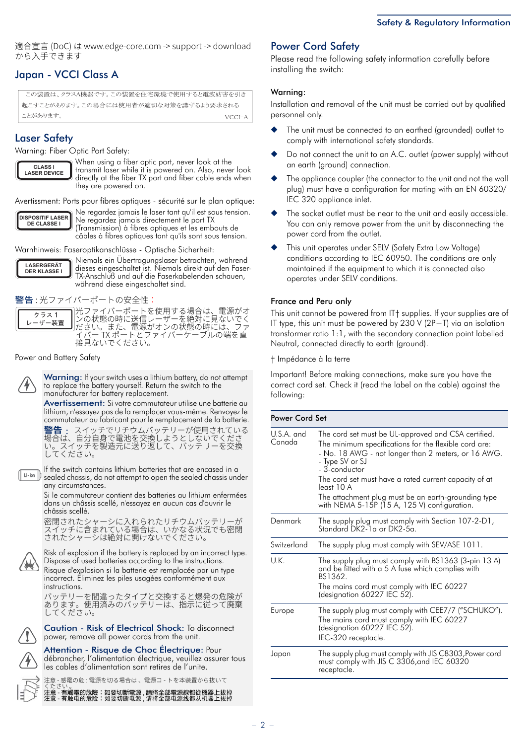適合宣言 (DoC) は www.edge-core.com -> support -> download から入手できます

## Japan - VCCI Class A

この装置は、クラスA機器です。この装置を住宅環境で使用すると電波妨害を引き起こすことがあります。この場合には使用者が適切な対策を講ずるよう要求されることがあります。 VCCI-A

## Laser Safety

Warning: Fiber Optic Port Safety:

CLASS I LASER DEVICE

When using a fiber optic port, never look at the transmit laser while it is powered on. Also, never look directly at the fiber TX port and fiber cable ends when they are powered on.

Avertissment: Ports pour fibres optiques - sécurité sur le plan optique:

DISPOSITIF LASER DE CLASSE I

Ne regardez jamais le laser tant qu'il est sous tension. Ne regardez jamais directement le port TX (Transmission) à fibres optiques et les embouts de câbles à fibres optiques tant qu'ils sont sous tension.

Warnhinweis: Faseroptikanschlüsse - Optische Sicherheit:

LASERGERÄT DER KLASSE I

Niemals ein Übertragungslaser betrachten, während dieses eingeschaltet ist. Niemals direkt auf den Faser-TX-Anschluß und auf die Faserkabelenden schauen, während diese eingeschaltet sind.

警告 : 光ファイバーポートの安全性 :

クラス 1 レーザー装置

光ファイバーポートを使用する場合は、電源がオンの状態の時に送信レーザーを絶対に見ないでください。また、電源がオンの状態の時には、ファイバー TX ポートとファイバーケーブルの端を直接見ないでください。

Power and Battery Safety

**Warning:** If your switch uses a lithium battery, do not attempt to replace the battery yourself. Return the switch to the manufacturer for battery replacement.

**Avertissement:** Si votre commutateur utilise une batterie au lithium, n'essayez pas de la remplacer vous-même. Renvoyez le commutateur au fabricant pour le remplacement de la batterie.

**警告 :** スイッチでリチウムバッテリーが使用されている場合は、自分自身で電池を交換しようとしないでください。スイッチを製造元に送り返して、バッテリーを交換してください。

If the switch contains lithium batteries that are encased in a sealed chassis, do not attempt to open the sealed chassis under any circumstances.

Si le commutateur contient des batteries au lithium enfermées dans un châssis scellé, n'essayez en aucun cas d'ouvrir le châssis scellé.

密閉されたシャーシに入れられたリチウムバッテリーがスイッチに含まれている場合は、いかなる状況でも密閉されたシャーシは絶対に開けないでください。

Risk of explosion if the battery is replaced by an incorrect type. Dispose of used batteries according to the instructions.

Risque d'explosion si la batterie est remplacée par un type incorrect. Éliminez les piles usagées conformément aux instructions.

バッテリーを間違ったタイプと交換すると爆発の危険があります。使用済みのバッテリーは、指示に従って廃棄してください。

**Caution - Risk of Electrical Shock:** To disconnect power, remove all power cords from the unit.

**Attention - Risque de Choc Électrique:** Pour débrancher, l'alimentation électrique, veuillez assurer tous les cables d'alimentation sont retires de l'unite.

注意 - 感電の危 : 電源を切る場合は、電源コ - トを本装置から抜いてください。

**注意 - 有觸電的危險：如要切斷電源，請將全部電源線都從機器上拔掉**

**注意 - 有触电的危险：如要切断电源，请将全部电源线都从机器上拔掉**

## Power Cord Safety

Please read the following safety information carefully before installing the switch:

**Warning:**

Installation and removal of the unit must be carried out by qualified personnel only.

- The unit must be connected to an earthed (grounded) outlet to comply with international safety standards.
- Do not connect the unit to an A.C. outlet (power supply) without an earth (ground) connection.
- The appliance coupler (the connector to the unit and not the wall plug) must have a configuration for mating with an EN 60320/IEC 320 appliance inlet.
- The socket outlet must be near to the unit and easily accessible. You can only remove power from the unit by disconnecting the power cord from the outlet.
- This unit operates under SELV (Safety Extra Low Voltage) conditions according to IEC 60950. The conditions are only maintained if the equipment to which it is connected also operates under SELV conditions.

**France and Peru only**

This unit cannot be powered from IT† supplies. If your supplies are of IT type, this unit must be powered by 230 V (2P+T) via an isolation transformer ratio 1:1, with the secondary connection point labelled Neutral, connected directly to earth (ground).

† Impédance à la terre

Important! Before making connections, make sure you have the correct cord set. Check it (read the label on the cable) against the following:

| Power Cord Set | |
|---|---|
| U.S.A. and Canada | The cord set must be UL-approved and CSA certified.<br>The minimum specifications for the flexible cord are:<br>- No. 18 AWG - not longer than 2 meters, or 16 AWG.<br>- Type SV or SJ<br>- 3-conductor<br>The cord set must have a rated current capacity of at least 10 A<br>The attachment plug must be an earth-grounding type with NEMA 5-15P (15 A, 125 V) configuration. |
| Denmark | The supply plug must comply with Section 107-2-D1, Standard DK2-1a or DK2-5a. |
| Switzerland | The supply plug must comply with SEV/ASE 1011. |
| U.K. | The supply plug must comply with BS1363 (3-pin 13 A) and be fitted with a 5 A fuse which complies with BS1362.<br>The mains cord must comply with IEC 60227 (designation 60227 IEC 52). |
| Europe | The supply plug must comply with CEE7/7 ("SCHUKO").<br>The mains cord must comply with IEC 60227 (designation 60227 IEC 52).<br>IEC-320 receptacle. |
| Japan | The supply plug must comply with JIS C8303,Power cord must comply with JIS C 3306,and IEC 60320 receptacle. |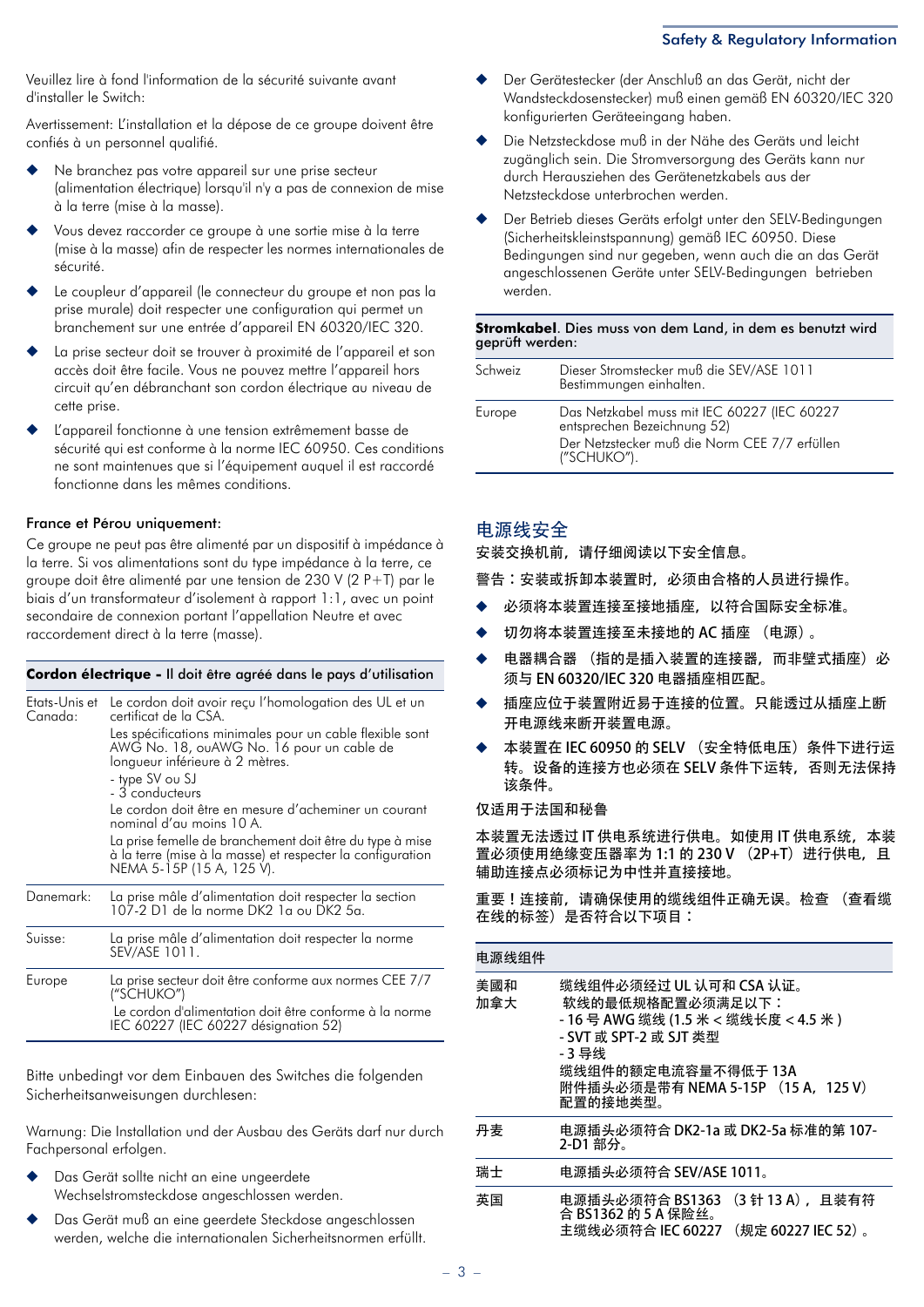Veuillez lire à fond l'information de la sécurité suivante avant d'installer le Switch:

Avertissement: L'installation et la dépose de ce groupe doivent être confiés à un personnel qualifié.

- Ne branchez pas votre appareil sur une prise secteur (alimentation électrique) lorsqu'il n'y a pas de connexion de mise à la terre (mise à la masse).
- Vous devez raccorder ce groupe à une sortie mise à la terre (mise à la masse) afin de respecter les normes internationales de sécurité.
- Le coupleur d'appareil (le connecteur du groupe et non pas la prise murale) doit respecter une configuration qui permet un branchement sur une entrée d'appareil EN 60320/IEC 320.
- La prise secteur doit se trouver à proximité de l'appareil et son accès doit être facile. Vous ne pouvez mettre l'appareil hors circuit qu'en débranchant son cordon électrique au niveau de cette prise.
- L'appareil fonctionne à une tension extrêmement basse de sécurité qui est conforme à la norme IEC 60950. Ces conditions ne sont maintenues que si l'équipement auquel il est raccordé fonctionne dans les mêmes conditions.

France et Pérou uniquement:

Ce groupe ne peut pas être alimenté par un dispositif à impédance à la terre. Si vos alimentations sont du type impédance à la terre, ce groupe doit être alimenté par une tension de 230 V (2 P+T) par le biais d'un transformateur d'isolement à rapport 1:1, avec un point secondaire de connexion portant l'appellation Neutre et avec raccordement direct à la terre (masse).

| **Cordon électrique -** Il doit être agréé dans le pays d'utilisation | |
|---|---|
| Etats-Unis et Canada: | Le cordon doit avoir reçu l'homologation des UL et un certificat de la CSA.<br>Les spécifications minimales pour un cable flexible sont AWG No. 18, ouAWG No. 16 pour un cable de longueur inférieure à 2 mètres.<br>- type SV ou SJ<br>- 3 conducteurs<br>Le cordon doit être en mesure d'acheminer un courant nominal d'au moins 10 A.<br>La prise femelle de branchement doit être du type à mise à la terre (mise à la masse) et respecter la configuration NEMA 5-15P (15 A, 125 V). |
| Danemark: | La prise mâle d'alimentation doit respecter la section 107-2 D1 de la norme DK2 1a ou DK2 5a. |
| Suisse: | La prise mâle d'alimentation doit respecter la norme SEV/ASE 1011. |
| Europe | La prise secteur doit être conforme aux normes CEE 7/7 ("SCHUKO")<br>Le cordon d'alimentation doit être conforme à la norme IEC 60227 (IEC 60227 désignation 52) |

Bitte unbedingt vor dem Einbauen des Switches die folgenden Sicherheitsanweisungen durchlesen:

Warnung: Die Installation und der Ausbau des Geräts darf nur durch Fachpersonal erfolgen.

- Das Gerät sollte nicht an eine ungeerdete Wechselstromsteckdose angeschlossen werden.
- Das Gerät muß an eine geerdete Steckdose angeschlossen werden, welche die internationalen Sicherheitsnormen erfüllt.
- Der Gerätestecker (der Anschluß an das Gerät, nicht der Wandsteckdosenstecker) muß einen gemäß EN 60320/IEC 320 konfigurierten Geräteeingang haben.
- Die Netzsteckdose muß in der Nähe des Geräts und leicht zugänglich sein. Die Stromversorgung des Geräts kann nur durch Herausziehen des Gerätenetzkabels aus der Netzsteckdose unterbrochen werden.
- Der Betrieb dieses Geräts erfolgt unter den SELV-Bedingungen (Sicherheitskleinstspannung) gemäß IEC 60950. Diese Bedingungen sind nur gegeben, wenn auch die an das Gerät angeschlossenen Geräte unter SELV-Bedingungen betrieben werden.

| **Stromkabel**. Dies muss von dem Land, in dem es benutzt wird geprüft werden: | |
|---|---|
| Schweiz | Dieser Stromstecker muß die SEV/ASE 1011 Bestimmungen einhalten. |
| Europe | Das Netzkabel muss mit IEC 60227 (IEC 60227 entsprechen Bezeichnung 52)<br>Der Netzstecker muß die Norm CEE 7/7 erfüllen ("SCHUKO"). |

## 电源线安全

安装交换机前，请仔细阅读以下安全信息。

警告：安装或拆卸本装置时，必须由合格的人员进行操作。

- 必须将本装置连接至接地插座，以符合国际安全标准。
- 切勿将本装置连接至未接地的 AC 插座 （电源）。
- 电器耦合器 （指的是插入装置的连接器，而非壁式插座）必须与 EN 60320/IEC 320 电器插座相匹配。
- 插座应位于装置附近易于连接的位置。只能透过从插座上断开电源线来断开装置电源。
- 本装置在 IEC 60950 的 SELV （安全特低电压）条件下进行运转。设备的连接方也必须在 SELV 条件下运转，否则无法保持该条件。

仅适用于法国和秘鲁

本装置无法透过 IT 供电系统进行供电。如使用 IT 供电系统，本装置必须使用绝缘变压器率为 1:1 的 230 V （2P+T）进行供电，且辅助连接点必须标记为中性并直接接地。

重要！连接前，请确保使用的缆线组件正确无误。检查 （查看缆在线的标签）是否符合以下项目：

| 电源线组件 | |
|---|---|
| 美國和加拿大 | 缆线组件必须经过 UL 认可和 CSA 认证。<br>软线的最低规格配置必须满足以下：<br>- 16 号 AWG 缆线 (1.5 米 < 缆线长度 < 4.5 米 )<br>- SVT 或 SPT-2 或 SJT 类型<br>- 3 导线<br>缆线组件的额定电流容量不得低于 13A<br>附件插头必须是带有 NEMA 5-15P （15 A，125 V）配置的接地类型。 |
| 丹麦 | 电源插头必须符合 DK2-1a 或 DK2-5a 标准的第 107-2-D1 部分。 |
| 瑞士 | 电源插头必须符合 SEV/ASE 1011。 |
| 英国 | 电源插头必须符合 BS1363 （3 针 13 A），且装有符合 BS1362 的 5 A 保险丝。<br>主缆线必须符合 IEC 60227 （规定 60227 IEC 52）。 |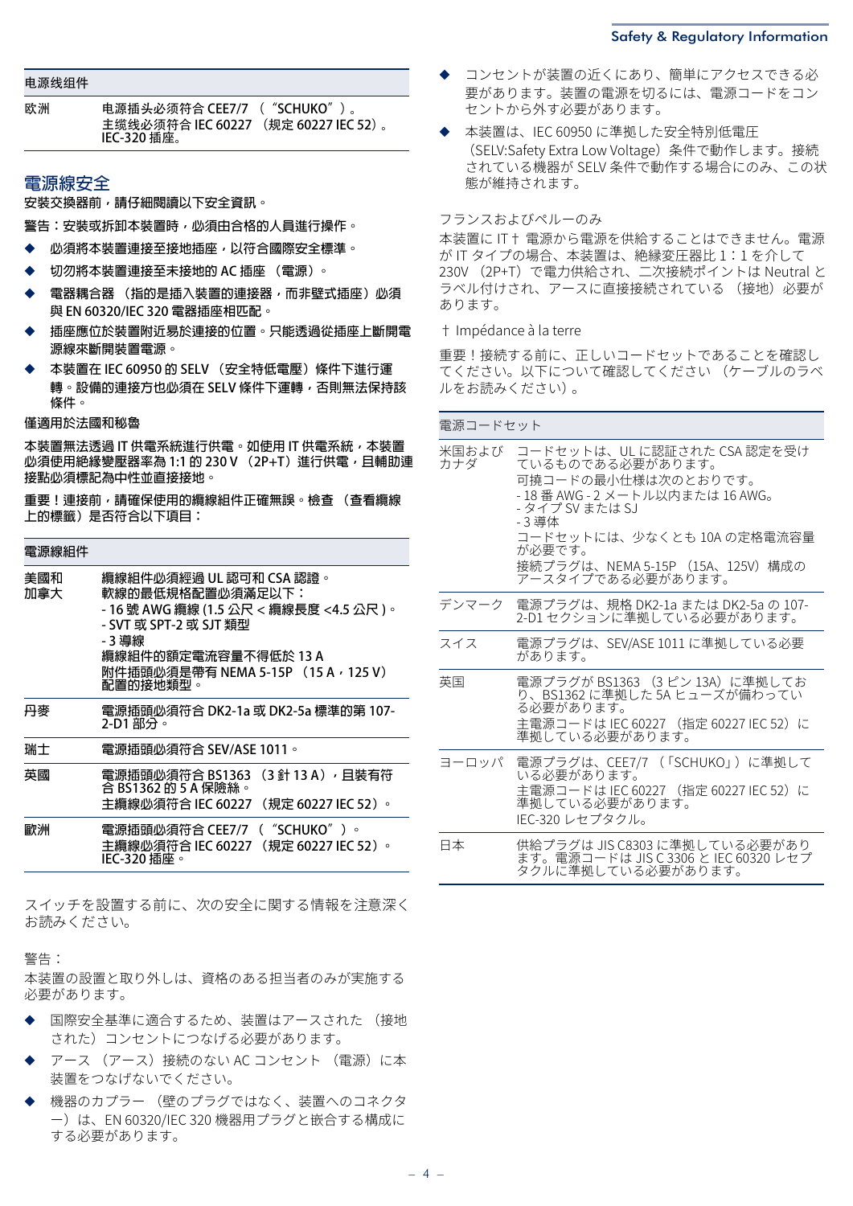| 电源线组件 | |
|---|---|
| 欧洲 | 电源插头必须符合 CEE7/7 （“SCHUKO”）。<br>主缆线必须符合 IEC 60227 （规定 60227 IEC 52）。<br>IEC-320 插座。 |

## 電源線安全

安裝交換器前，請仔細閱讀以下安全資訊。

警告：安裝或拆卸本裝置時，必須由合格的人員進行操作。

- 必須將本裝置連接至接地插座，以符合國際安全標準。
- 切勿將本裝置連接至未接地的 AC 插座 （電源）。
- 電器耦合器 （指的是插入裝置的連接器，而非壁式插座）必須與 EN 60320/IEC 320 電器插座相匹配。
- 插座應位於裝置附近易於連接的位置。只能透過從插座上斷開電源線來斷開裝置電源。
- 本裝置在 IEC 60950 的 SELV （安全特低電壓）條件下進行運轉。設備的連接方也必須在 SELV 條件下運轉，否則無法保持該條件。

僅適用於法國和秘魯

本裝置無法透過 IT 供電系統進行供電。如使用 IT 供電系統，本裝置必須使用絕緣變壓器率為 1:1 的 230 V （2P+T）進行供電，且輔助連接點必須標記為中性並直接接地。

重要！連接前，請確保使用的纜線組件正確無誤。檢查 （查看纜線上的標籤）是否符合以下項目：

| 電源線組件 | |
|---|---|
| 美國和加拿大 | 纜線組件必須經過 UL 認可和 CSA 認證。<br>軟線的最低規格配置必須滿足以下：<br>- 16 號 AWG 纜線 (1.5 公尺 < 纜線長度 <4.5 公尺 )。<br>- SVT 或 SPT-2 或 SJT 類型<br>- 3 導線<br>纜線組件的額定電流容量不得低於 13 A<br>附件插頭必須是帶有 NEMA 5-15P （15 A，125 V）配置的接地類型。 |
| 丹麥 | 電源插頭必須符合 DK2-1a 或 DK2-5a 標準的第 107-2-D1 部分。 |
| 瑞士 | 電源插頭必須符合 SEV/ASE 1011。 |
| 英國 | 電源插頭必須符合 BS1363 （3 針 13 A），且裝有符合 BS1362 的 5 A 保險絲。<br>主纜線必須符合 IEC 60227 （規定 60227 IEC 52）。 |
| 歐洲 | 電源插頭必須符合 CEE7/7 （“SCHUKO”）。<br>主纜線必須符合 IEC 60227 （規定 60227 IEC 52）。<br>IEC-320 插座。 |

スイッチを設置する前に、次の安全に関する情報を注意深くお読みください。

警告：

本装置の設置と取り外しは、資格のある担当者のみが実施する必要があります。

- 国際安全基準に適合するため、装置はアースされた （接地された）コンセントにつなげる必要があります。
- アース （アース）接続のない AC コンセント （電源）に本装置をつなげないでください。
- 機器のカプラー （壁のプラグではなく、装置へのコネクター）は、EN 60320/IEC 320 機器用プラグと嵌合する構成にする必要があります。
- コンセントが装置の近くにあり、簡単にアクセスできる必要があります。装置の電源を切るには、電源コードをコンセントから外す必要があります。
- 本装置は、IEC 60950 に準拠した安全特別低電圧（SELV:Safety Extra Low Voltage）条件で動作します。接続されている機器が SELV 条件で動作する場合にのみ、この状態が維持されます。

フランスおよびペルーのみ

本装置に IT † 電源から電源を供給することはできません。電源が IT タイプの場合、本装置は、絶縁変圧器比 1：1 を介して 230V （2P+T）で電力供給され、二次接続ポイントは Neutral とラベル付けされ、アースに直接接続されている （接地）必要があります。

† Impédance à la terre

重要！接続する前に、正しいコードセットであることを確認してください。以下について確認してください （ケーブルのラベルをお読みください）。

| 電源コードセット | |
|---|---|
| 米国およびカナダ | コードセットは、UL に認証された CSA 認定を受けているものである必要があります。<br>可撓コードの最小仕様は次のとおりです。<br>- 18 番 AWG - 2 メートル以内または 16 AWG。<br>- タイプ SV または SJ<br>- 3 導体<br>コードセットには、少なくとも 10A の定格電流容量が必要です。<br>接続プラグは、NEMA 5-15P （15A、125V）構成のアースタイプである必要があります。 |
| デンマーク | 電源プラグは、規格 DK2-1a または DK2-5a の 107-2-D1 セクションに準拠している必要があります。 |
| スイス | 電源プラグは、SEV/ASE 1011 に準拠している必要があります。 |
| 英国 | 電源プラグが BS1363 （3 ピン 13A）に準拠しており、BS1362 に準拠した 5A ヒューズが備わっている必要があります。<br>主電源コードは IEC 60227 （指定 60227 IEC 52）に準拠している必要があります。 |
| ヨーロッパ | 電源プラグは、CEE7/7 （「SCHUKO」）に準拠している必要があります。<br>主電源コードは IEC 60227 （指定 60227 IEC 52）に準拠している必要があります。<br>IEC-320 レセプタクル。 |
| 日本 | 供給プラグは JIS C8303 に準拠している必要があります。電源コードは JIS C 3306 と IEC 60320 レセプタクルに準拠している必要があります。 |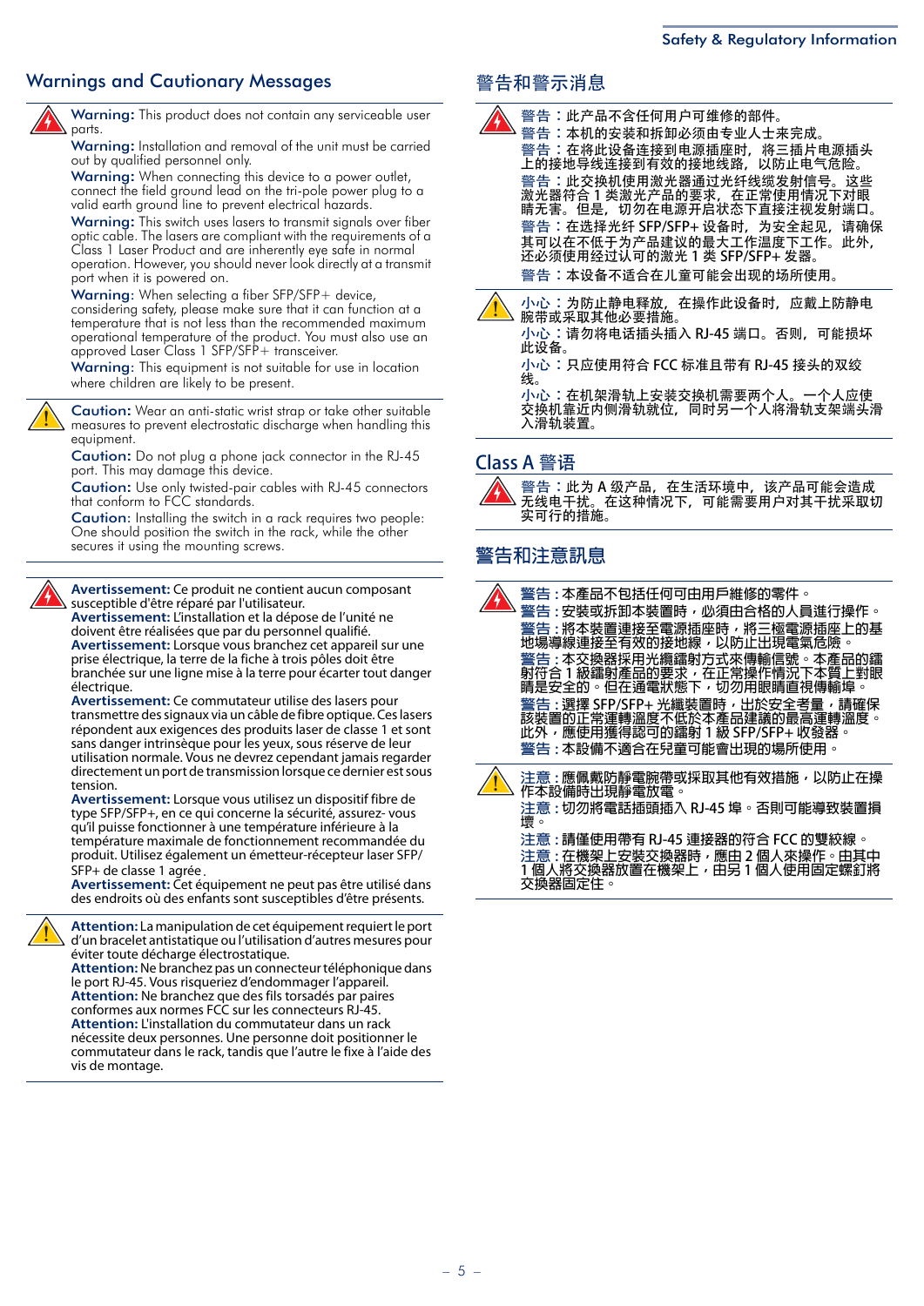## Warnings and Cautionary Messages

**Warning:** This product does not contain any serviceable user parts.
**Warning:** Installation and removal of the unit must be carried out by qualified personnel only.
**Warning:** When connecting this device to a power outlet, connect the field ground lead on the tri-pole power plug to a valid earth ground line to prevent electrical hazards.
**Warning:** This switch uses lasers to transmit signals over fiber optic cable. The lasers are compliant with the requirements of a Class 1 Laser Product and are inherently eye safe in normal operation. However, you should never look directly at a transmit port when it is powered on.
**Warning:** When selecting a fiber SFP/SFP+ device, considering safety, please make sure that it can function at a temperature that is not less than the recommended maximum operational temperature of the product. You must also use an approved Laser Class 1 SFP/SFP+ transceiver.
**Warning:** This equipment is not suitable for use in location where children are likely to be present.

**Caution:** Wear an anti-static wrist strap or take other suitable measures to prevent electrostatic discharge when handling this equipment.
**Caution:** Do not plug a phone jack connector in the RJ-45 port. This may damage this device.
**Caution:** Use only twisted-pair cables with RJ-45 connectors that conform to FCC standards.
**Caution:** Installing the switch in a rack requires two people: One should position the switch in the rack, while the other secures it using the mounting screws.

**Avertissement:** Ce produit ne contient aucun composant susceptible d'être réparé par l'utilisateur.
**Avertissement:** L'installation et la dépose de l'unité ne doivent être réalisées que par du personnel qualifié.
**Avertissement:** Lorsque vous branchez cet appareil sur une prise électrique, la terre de la fiche à trois pôles doit être branchée sur une ligne mise à la terre pour écarter tout danger électrique.
**Avertissement:** Ce commutateur utilise des lasers pour transmettre des signaux via un câble de fibre optique. Ces lasers répondent aux exigences des produits laser de classe 1 et sont sans danger intrinsèque pour les yeux, sous réserve de leur utilisation normale. Vous ne devrez cependant jamais regarder directement un port de transmission lorsque ce dernier est sous tension.
**Avertissement:** Lorsque vous utilisez un dispositif fibre de type SFP/SFP+, en ce qui concerne la sécurité, assurez- vous qu'il puisse fonctionner à une température inférieure à la température maximale de fonctionnement recommandée du produit. Utilisez également un émetteur-récepteur laser SFP/SFP+ de classe 1 agrée.
**Avertissement:** Cet équipement ne peut pas être utilisé dans des endroits où des enfants sont susceptibles d'être présents.

**Attention:** La manipulation de cet équipement requiert le port d'un bracelet antistatique ou l'utilisation d'autres mesures pour éviter toute décharge électrostatique.
**Attention:** Ne branchez pas un connecteur téléphonique dans le port RJ-45. Vous risqueriez d'endommager l'appareil.
**Attention:** Ne branchez que des fils torsadés par paires conformes aux normes FCC sur les connecteurs RJ-45.
**Attention:** L'installation du commutateur dans un rack nécessite deux personnes. Une personne doit positionner le commutateur dans le rack, tandis que l'autre le fixe à l'aide des vis de montage.

## 警告和警示消息

警告：此产品不含任何用户可维修的部件。
警告：本机的安装和拆卸必须由专业人士来完成。
警告：在将此设备连接到电源插座时，将三插片电源插头上的接地导线连接到有效的接地线路，以防止电气危险。
警告：此交换机使用激光器通过光纤线缆发射信号。这些激光器符合 1 类激光产品的要求，在正常使用情况下对眼睛无害。但是，切勿在电源开启状态下直接注视发射端口。
警告：在选择光纤 SFP/SFP+ 设备时，为安全起见，请确保其可以在不低于为产品建议的最大工作温度下工作。此外，还必须使用经过认可的激光 1 类 SFP/SFP+ 发器。
警告：本设备不适合在儿童可能会出现的场所使用。

小心：为防止静电释放，在操作此设备时，应戴上防静电腕带或采取其他必要措施。
小心：请勿将电话插头插入 RJ-45 端口。否则，可能损坏此设备。
小心：只应使用符合 FCC 标准且带有 RJ-45 接头的双绞线。
小心：在机架滑轨上安装交换机需要两个人。一个人应使交换机靠近内侧滑轨就位，同时另一个人将滑轨支架端头滑入滑轨装置。

## Class A 警语

警告：此为 A 级产品，在生活环境中，该产品可能会造成无线电干扰。在这种情况下，可能需要用户对其干扰采取切实可行的措施。

## 警告和注意訊息

警告：本產品不包括任何可由用戶維修的零件。
警告：安裝或拆卸本裝置時，必須由合格的人員進行操作。
警告：將本裝置連接至電源插座時，將三極電源插座上的基地場導線連接至有效的接地線，以防止出現電氣危險。
警告：本交換器採用光纖鐳射方式來傳輸信號。本產品的鐳射符合 1 級鐳射產品的要求，在正常操作情況下本質上對眼睛是安全的。但在通電狀態下，切勿用眼睛直視傳輸埠。
警告：選擇 SFP/SFP+ 光纖裝置時，出於安全考量，請確保該裝置的正常運轉溫度不低於本產品建議的最高運轉溫度。此外，應使用獲得認可的鐳射 1 級 SFP/SFP+ 收發器。
警告：本設備不適合在兒童可能會出現的場所使用。

注意：應佩戴防靜電腕帶或採取其他有效措施，以防止在操作本設備時出現靜電放電。
注意：切勿將電話插頭插入 RJ-45 埠。否則可能導致裝置損壞。
注意：請僅使用帶有 RJ-45 連接器的符合 FCC 的雙絞線。
注意：在機架上安裝交換器時，應由 2 個人來操作。由其中 1 個人將交換器放置在機架上，由另 1 個人使用固定螺釘將交換器固定住。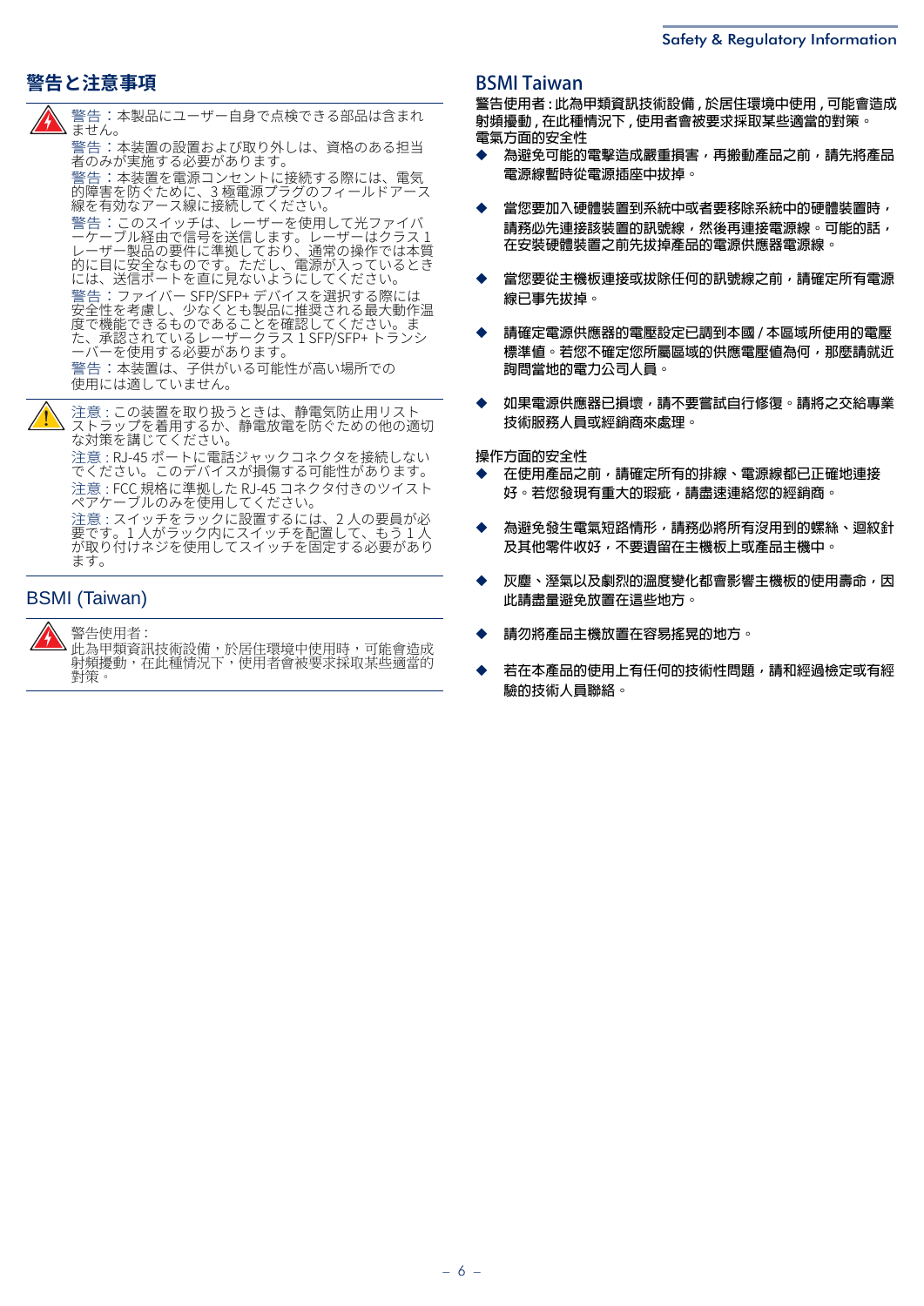## 警告と注意事項

警告：本製品にユーザー自身で点検できる部品は含まれません。

警告：本装置の設置および取り外しは、資格のある担当者のみが実施する必要があります。

警告：本装置を電源コンセントに接続する際には、電気的障害を防ぐために、3 極電源プラグのフィールドアース線を有効なアース線に接続してください。

警告：このスイッチは、レーザーを使用して光ファイバーケーブル経由で信号を送信します。レーザーはクラス 1 レーザー製品の要件に準拠しており、通常の操作では本質的に目に安全なものです。ただし、電源が入っているときには、送信ポートを直に見ないようにしてください。

警告：ファイバー SFP/SFP+ デバイスを選択する際には安全性を考慮し、少なくとも製品に推奨される最大動作温度で機能できるものであることを確認してください。また、承認されているレーザークラス 1 SFP/SFP+ トランシーバーを使用する必要があります。

警告：本装置は、子供がいる可能性が高い場所での使用には適していません。

注意 : この装置を取り扱うときは、静電気防止用リストストラップを着用するか、静電放電を防ぐための他の適切な対策を講じてください。

注意 : RJ-45 ポートに電話ジャックコネクタを接続しないでください。このデバイスが損傷する可能性があります。

注意 : FCC 規格に準拠した RJ-45 コネクタ付きのツイストペアケーブルのみを使用してください。

注意 : スイッチをラックに設置するには、2 人の要員が必要です。1 人がラック内にスイッチを配置して、もう 1 人が取り付けネジを使用してスイッチを固定する必要があります。

## BSMI (Taiwan)

警告使用者 :
此為甲類資訊技術設備，於居住環境中使用時，可能會造成射頻擾動，在此種情況下，使用者會被要求採取某些適當的對策。

## BSMI Taiwan

警告使用者 : 此為甲類資訊技術設備 , 於居住環境中使用 , 可能會造成射頻擾動 , 在此種情況下 , 使用者會被要求採取某些適當的對策。

電氣方面的安全性

- 為避免可能的電擊造成嚴重損害，再搬動產品之前，請先將產品電源線暫時從電源插座中拔掉。
- 當您要加入硬體裝置到系統中或者要移除系統中的硬體裝置時，請務必先連接該裝置的訊號線，然後再連接電源線。可能的話，在安裝硬體裝置之前先拔掉產品的電源供應器電源線。
- 當您要從主機板連接或拔除任何的訊號線之前，請確定所有電源線已事先拔掉。
- 請確定電源供應器的電壓設定已調到本國 / 本區域所使用的電壓標準值。若您不確定您所屬區域的供應電壓值為何，那麼請就近詢問當地的電力公司人員。
- 如果電源供應器已損壞，請不要嘗試自行修復。請將之交給專業技術服務人員或經銷商來處理。

操作方面的安全性

- 在使用產品之前，請確定所有的排線、電源線都已正確地連接好。若您發現有重大的瑕疵，請盡速連絡您的經銷商。
- 為避免發生電氣短路情形，請務必將所有沒用到的螺絲、迴紋針及其他零件收好，不要遺留在主機板上或產品主機中。
- 灰塵、溼氣以及劇烈的溫度變化都會影響主機板的使用壽命，因此請盡量避免放置在這些地方。
- 請勿將產品主機放置在容易搖晃的地方。
- 若在本產品的使用上有任何的技術性問題，請和經過檢定或有經驗的技術人員聯絡。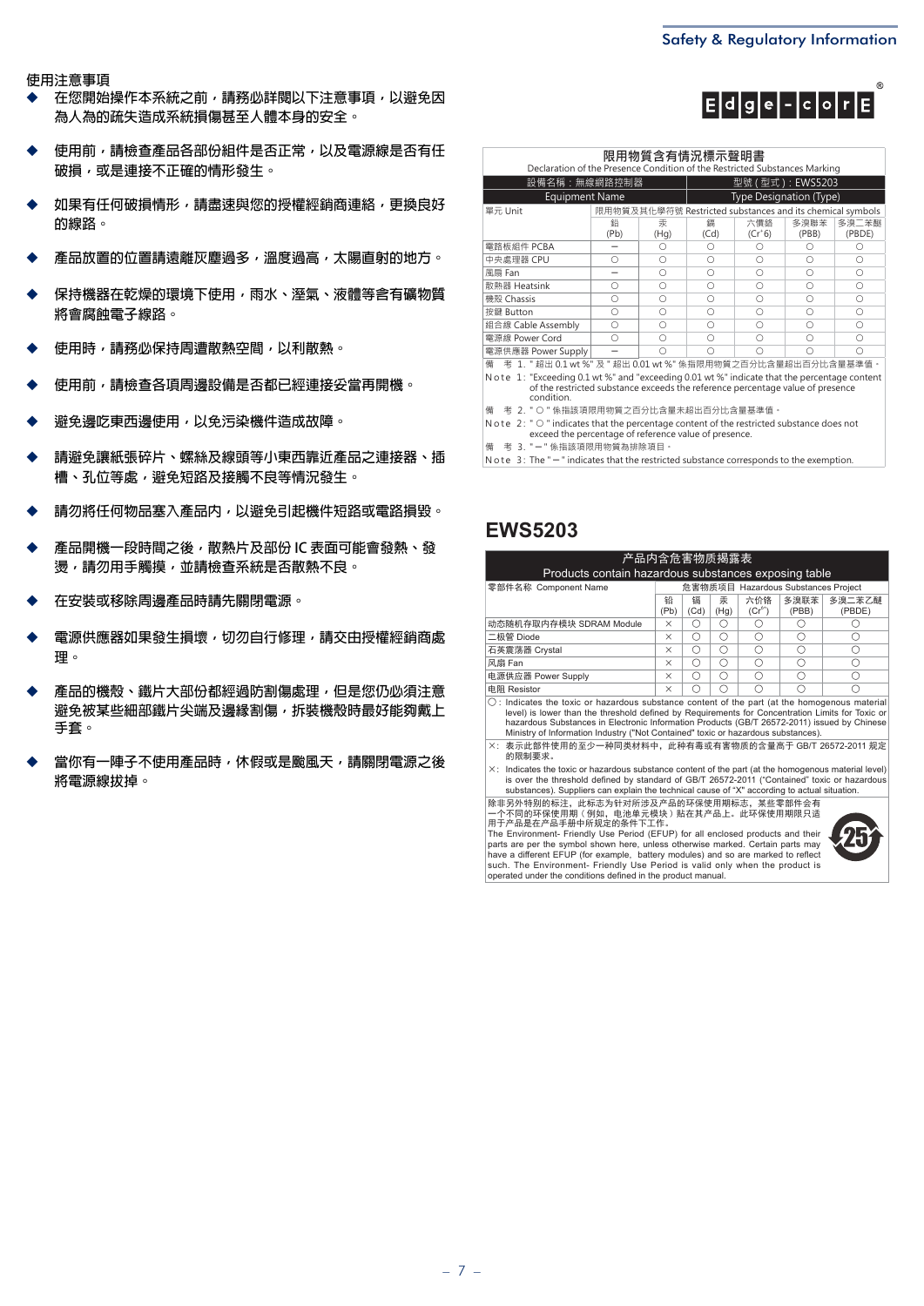使用注意事項

- 在您開始操作本系統之前，請務必詳閱以下注意事項，以避免因為人為的疏失造成系統損傷甚至人體本身的安全。
- 使用前，請檢查產品各部份組件是否正常，以及電源線是否有任破損，或是連接不正確的情形發生。
- 如果有任何破損情形，請盡速與您的授權經銷商連絡，更換良好的線路。
- 產品放置的位置請遠離灰塵過多，溫度過高，太陽直射的地方。
- 保持機器在乾燥的環境下使用，雨水、溼氣、液體等含有礦物質將會腐蝕電子線路。
- 使用時，請務必保持周遭散熱空間，以利散熱。
- 使用前，請檢查各項周邊設備是否都已經連接妥當再開機。
- 避免邊吃東西邊使用，以免污染機件造成故障。
- 請避免讓紙張碎片、螺絲及線頭等小東西靠近產品之連接器、插槽、孔位等處，避免短路及接觸不良等情況發生。
- 請勿將任何物品塞入產品內，以避免引起機件短路或電路損毀。
- 產品開機一段時間之後，散熱片及部份 IC 表面可能會發熱、發燙，請勿用手觸摸，並請檢查系統是否散熱不良。
- 在安裝或移除周邊產品時請先關閉電源。
- 電源供應器如果發生損壞，切勿自行修理，請交由授權經銷商處理。
- 產品的機殼、鐵片大部份都經過防割傷處理，但是您仍必須注意避免被某些細部鐵片尖端及邊緣割傷，拆裝機殼時最好能夠戴上手套。
- 當你有一陣子不使用產品時，休假或是颱風天，請關閉電源之後將電源線拔掉。

Edge-corE®

限用物質含有情況標示聲明書
Declaration of the Presence Condition of the Restricted Substances Marking

| 設備名稱：無線網路控制器 Equipment Name | 型號（型式）：EWS5203 Type Designation (Type) | | | | | |
|---|---|---|---|---|---|---|
| 單元 Unit | 限用物質及其化學符號 Restricted substances and its chemical symbols | | | | | |
| | 鉛 (Pb) | 汞 (Hg) | 鎘 (Cd) | 六價鉻 ($Cr^{+6}$) | 多溴聯苯 (PBB) | 多溴二苯醚 (PBDE) |
| 電路板組件 PCBA | － | ○ | ○ | ○ | ○ | ○ |
| 中央處理器 CPU | ○ | ○ | ○ | ○ | ○ | ○ |
| 風扇 Fan | － | ○ | ○ | ○ | ○ | ○ |
| 散熱器 Heatsink | ○ | ○ | ○ | ○ | ○ | ○ |
| 機殼 Chassis | ○ | ○ | ○ | ○ | ○ | ○ |
| 按鍵 Button | ○ | ○ | ○ | ○ | ○ | ○ |
| 組合線 Cable Assembly | ○ | ○ | ○ | ○ | ○ | ○ |
| 電源線 Power Cord | ○ | ○ | ○ | ○ | ○ | ○ |
| 電源供應器 Power Supply | － | ○ | ○ | ○ | ○ | ○ |

備 考 1. "超出 0.1 wt %" 及 "超出 0.01 wt %" 係指限用物質之百分比含量超出百分比含量基準值。
Note 1: "Exceeding 0.1 wt %" and "exceeding 0.01 wt %" indicate that the percentage content of the restricted substance exceeds the reference percentage value of presence condition.
備 考 2. "○" 係指該項限用物質之百分比含量未超出百分比含量基準值。
Note 2: "○" indicates that the percentage content of the restricted substance does not exceed the percentage of reference value of presence.
備 考 3. "－" 係指該項限用物質為排除項目。
Note 3: The "－" indicates that the restricted substance corresponds to the exemption.

## EWS5203

产品内含危害物质揭露表
Products contain hazardous substances exposing table

| 零部件名称 Component Name | 危害物质项目 Hazardous Substances Project | | | | | |
|---|---|---|---|---|---|---|
| | 铅 (Pb) | 镉 (Cd) | 汞 (Hg) | 六价铬 ($Cr^{6+}$) | 多溴联苯 (PBB) | 多溴二苯乙醚 (PBDE) |
| 动态随机存取内存模块 SDRAM Module | × | ○ | ○ | ○ | ○ | ○ |
| 二极管 Diode | × | ○ | ○ | ○ | ○ | ○ |
| 石英震荡器 Crystal | × | ○ | ○ | ○ | ○ | ○ |
| 风扇 Fan | × | ○ | ○ | ○ | ○ | ○ |
| 电源供应器 Power Supply | × | ○ | ○ | ○ | ○ | ○ |
| 电阻 Resistor | × | ○ | ○ | ○ | ○ | ○ |

○: Indicates the toxic or hazardous substance content of the part (at the homogenous material level) is lower than the threshold defined by Requirements for Concentration Limits for Toxic or hazardous Substances in Electronic Information Products (GB/T 26572-2011) issued by Chinese Ministry of Information Industry ("Not Contained" toxic or hazardous substances).

×: 表示此部件使用的至少一种同类材料中，此种有毒或有害物质的含量高于 GB/T 26572-2011 规定的限制要求。

×: Indicates the toxic or hazardous substance content of the part (at the homogenous material level) is over the threshold defined by standard of GB/T 26572-2011 ("Contained" toxic or hazardous substances). Suppliers can explain the technical cause of "X" according to actual situation.

除非另外特別的标注，此标志为针对所涉及产品的环保使用期标志，某些零部件会有一个不同的环保使用期（例如，电池单元模块）贴在其产品上。此环保使用期限只适用于产品是在产品手册中所规定的条件下工作。
The Environment- Friendly Use Period (EFUP) for all enclosed products and their parts are per the symbol shown here, unless otherwise marked. Certain parts may have a different EFUP (for example, battery modules) and so are marked to reflect such. The Environment- Friendly Use Period is valid only when the product is operated under the conditions defined in the product manual.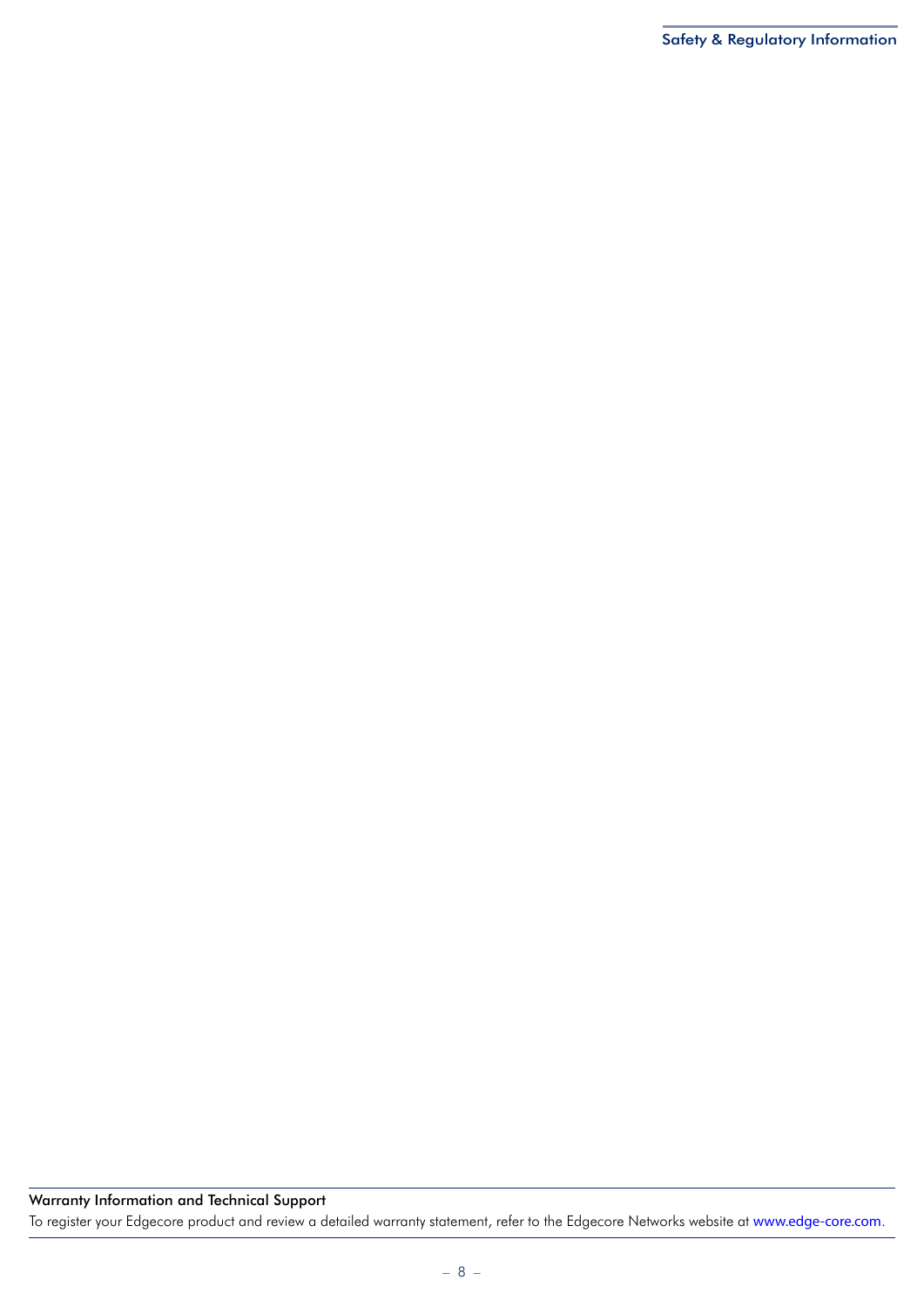**Warranty Information and Technical Support**

To register your Edgecore product and review a detailed warranty statement, refer to the Edgecore Networks website at www.edge-core.com.